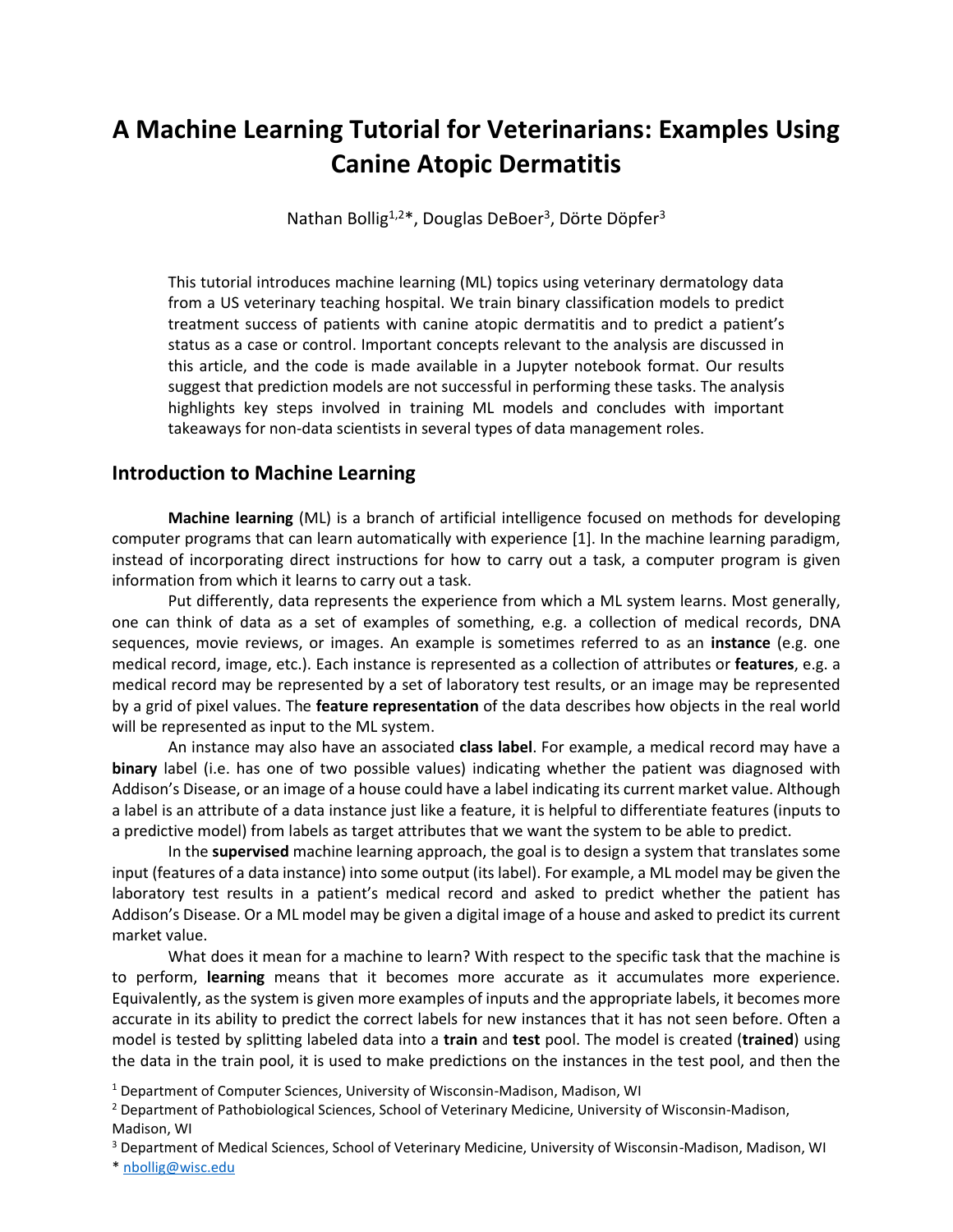# A Machine Learning Tutorial for Veterinarians: Examples Using Canine Atopic Dermatitis

Nathan Bollig[1,2]*, Douglas DeBoer[3], Dörte Döpfer[3]

This tutorial introduces machine learning (ML) topics using veterinary dermatology data from a US veterinary teaching hospital. We train binary classification models to predict treatment success of patients with canine atopic dermatitis and to predict a patient's status as a case or control. Important concepts relevant to the analysis are discussed in this article, and the code is made available in a Jupyter notebook format. Our results suggest that prediction models are not successful in performing these tasks. The analysis highlights key steps involved in training ML models and concludes with important takeaways for non-data scientists in several types of data management roles.

## Introduction to Machine Learning

**Machine learning** (ML) is a branch of artificial intelligence focused on methods for developing computer programs that can learn automatically with experience [1]. In the machine learning paradigm, instead of incorporating direct instructions for how to carry out a task, a computer program is given information from which it learns to carry out a task.

Put differently, data represents the experience from which a ML system learns. Most generally, one can think of data as a set of examples of something, e.g. a collection of medical records, DNA sequences, movie reviews, or images. An example is sometimes referred to as an **instance** (e.g. one medical record, image, etc.). Each instance is represented as a collection of attributes or **features**, e.g. a medical record may be represented by a set of laboratory test results, or an image may be represented by a grid of pixel values. The **feature representation** of the data describes how objects in the real world will be represented as input to the ML system.

An instance may also have an associated **class label**. For example, a medical record may have a **binary** label (i.e. has one of two possible values) indicating whether the patient was diagnosed with Addison's Disease, or an image of a house could have a label indicating its current market value. Although a label is an attribute of a data instance just like a feature, it is helpful to differentiate features (inputs to a predictive model) from labels as target attributes that we want the system to be able to predict.

In the **supervised** machine learning approach, the goal is to design a system that translates some input (features of a data instance) into some output (its label). For example, a ML model may be given the laboratory test results in a patient's medical record and asked to predict whether the patient has Addison's Disease. Or a ML model may be given a digital image of a house and asked to predict its current market value.

What does it mean for a machine to learn? With respect to the specific task that the machine is to perform, **learning** means that it becomes more accurate as it accumulates more experience. Equivalently, as the system is given more examples of inputs and the appropriate labels, it becomes more accurate in its ability to predict the correct labels for new instances that it has not seen before. Often a model is tested by splitting labeled data into a **train** and **test** pool. The model is created (**trained**) using the data in the train pool, it is used to make predictions on the instances in the test pool, and then the

[1] Department of Computer Sciences, University of Wisconsin-Madison, Madison, WI

[2] Department of Pathobiological Sciences, School of Veterinary Medicine, University of Wisconsin-Madison, Madison, WI

[3] Department of Medical Sciences, School of Veterinary Medicine, University of Wisconsin-Madison, Madison, WI

* nbollig@wisc.edu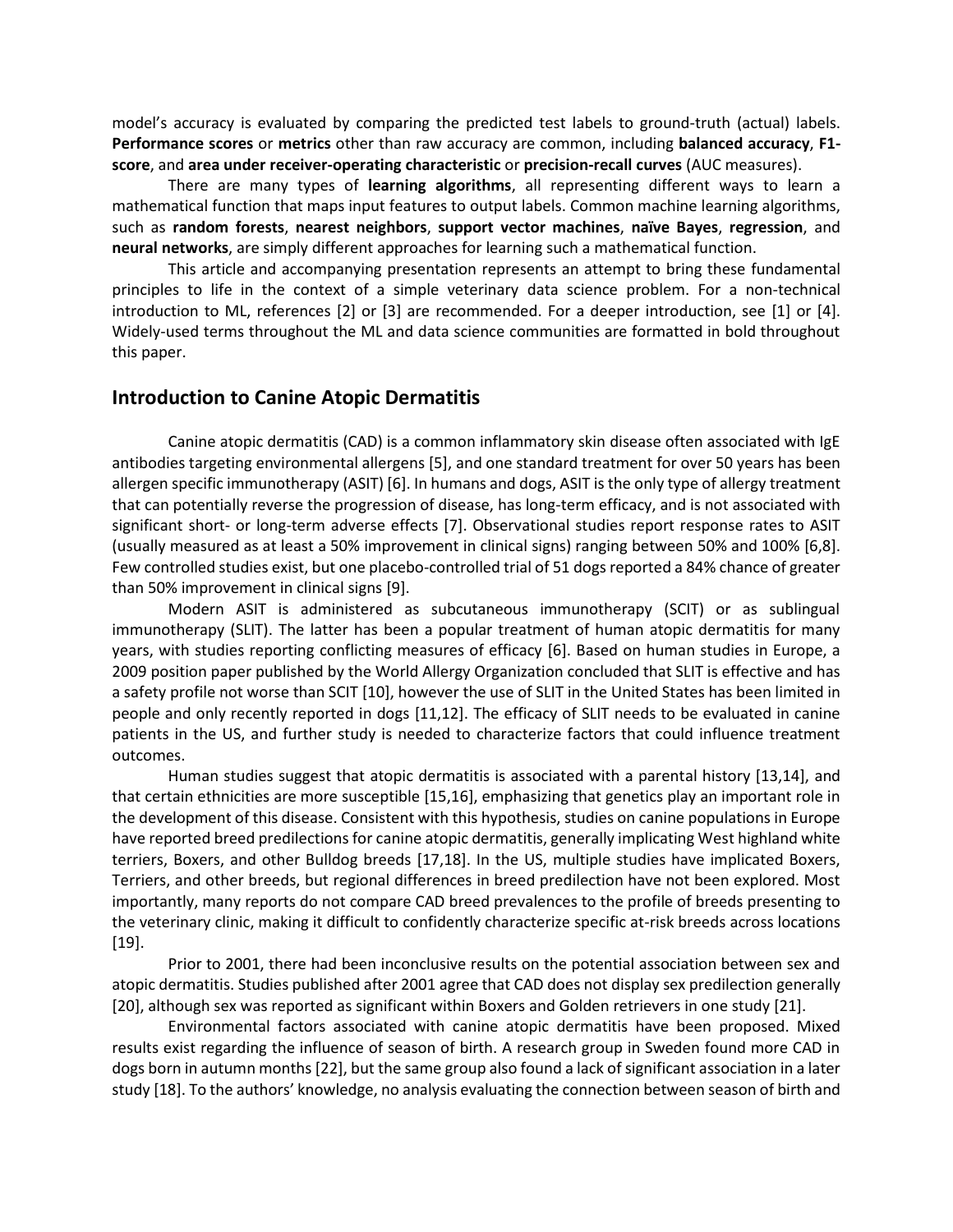model's accuracy is evaluated by comparing the predicted test labels to ground-truth (actual) labels. **Performance scores** or **metrics** other than raw accuracy are common, including **balanced accuracy**, **F1-score**, and **area under receiver-operating characteristic** or **precision-recall curves** (AUC measures).

There are many types of **learning algorithms**, all representing different ways to learn a mathematical function that maps input features to output labels. Common machine learning algorithms, such as **random forests**, **nearest neighbors**, **support vector machines**, **naïve Bayes**, **regression**, and **neural networks**, are simply different approaches for learning such a mathematical function.

This article and accompanying presentation represents an attempt to bring these fundamental principles to life in the context of a simple veterinary data science problem. For a non-technical introduction to ML, references [2] or [3] are recommended. For a deeper introduction, see [1] or [4]. Widely-used terms throughout the ML and data science communities are formatted in bold throughout this paper.

## Introduction to Canine Atopic Dermatitis

Canine atopic dermatitis (CAD) is a common inflammatory skin disease often associated with IgE antibodies targeting environmental allergens [5], and one standard treatment for over 50 years has been allergen specific immunotherapy (ASIT) [6]. In humans and dogs, ASIT is the only type of allergy treatment that can potentially reverse the progression of disease, has long-term efficacy, and is not associated with significant short- or long-term adverse effects [7]. Observational studies report response rates to ASIT (usually measured as at least a 50% improvement in clinical signs) ranging between 50% and 100% [6,8]. Few controlled studies exist, but one placebo-controlled trial of 51 dogs reported a 84% chance of greater than 50% improvement in clinical signs [9].

Modern ASIT is administered as subcutaneous immunotherapy (SCIT) or as sublingual immunotherapy (SLIT). The latter has been a popular treatment of human atopic dermatitis for many years, with studies reporting conflicting measures of efficacy [6]. Based on human studies in Europe, a 2009 position paper published by the World Allergy Organization concluded that SLIT is effective and has a safety profile not worse than SCIT [10], however the use of SLIT in the United States has been limited in people and only recently reported in dogs [11,12]. The efficacy of SLIT needs to be evaluated in canine patients in the US, and further study is needed to characterize factors that could influence treatment outcomes.

Human studies suggest that atopic dermatitis is associated with a parental history [13,14], and that certain ethnicities are more susceptible [15,16], emphasizing that genetics play an important role in the development of this disease. Consistent with this hypothesis, studies on canine populations in Europe have reported breed predilections for canine atopic dermatitis, generally implicating West highland white terriers, Boxers, and other Bulldog breeds [17,18]. In the US, multiple studies have implicated Boxers, Terriers, and other breeds, but regional differences in breed predilection have not been explored. Most importantly, many reports do not compare CAD breed prevalences to the profile of breeds presenting to the veterinary clinic, making it difficult to confidently characterize specific at-risk breeds across locations [19].

Prior to 2001, there had been inconclusive results on the potential association between sex and atopic dermatitis. Studies published after 2001 agree that CAD does not display sex predilection generally [20], although sex was reported as significant within Boxers and Golden retrievers in one study [21].

Environmental factors associated with canine atopic dermatitis have been proposed. Mixed results exist regarding the influence of season of birth. A research group in Sweden found more CAD in dogs born in autumn months [22], but the same group also found a lack of significant association in a later study [18]. To the authors' knowledge, no analysis evaluating the connection between season of birth and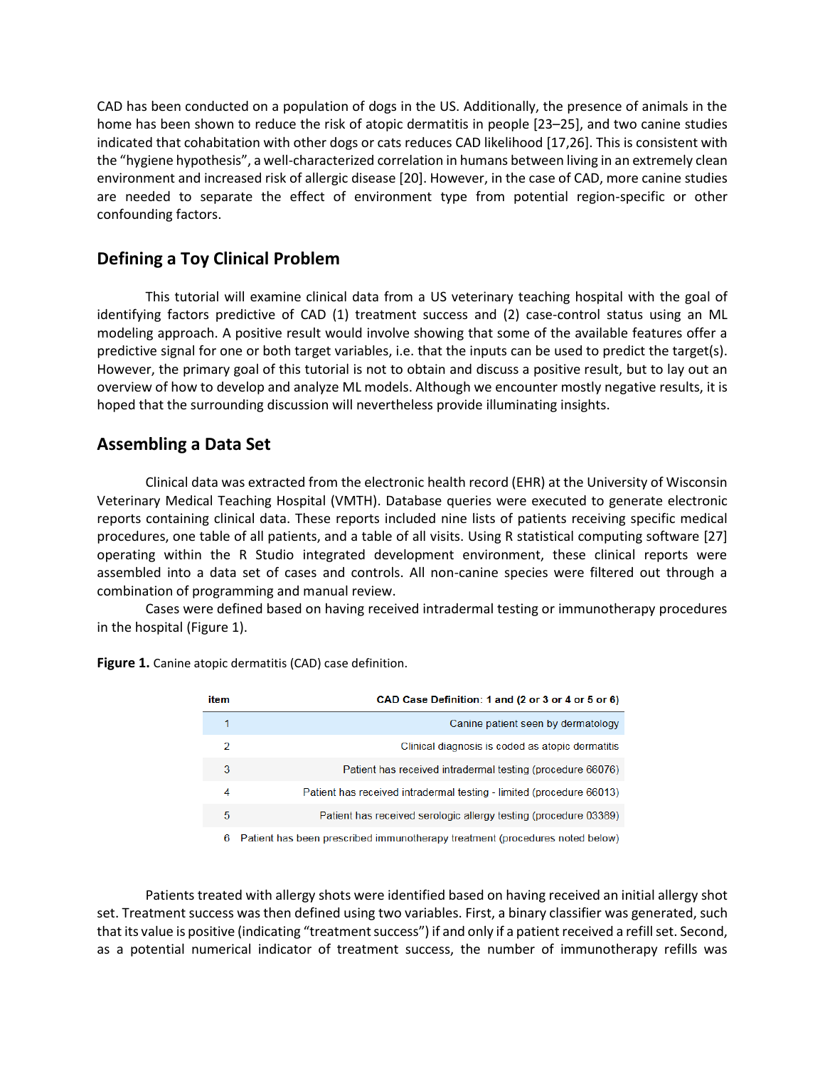CAD has been conducted on a population of dogs in the US. Additionally, the presence of animals in the home has been shown to reduce the risk of atopic dermatitis in people [23–25], and two canine studies indicated that cohabitation with other dogs or cats reduces CAD likelihood [17,26]. This is consistent with the "hygiene hypothesis", a well-characterized correlation in humans between living in an extremely clean environment and increased risk of allergic disease [20]. However, in the case of CAD, more canine studies are needed to separate the effect of environment type from potential region-specific or other confounding factors.

## Defining a Toy Clinical Problem

This tutorial will examine clinical data from a US veterinary teaching hospital with the goal of identifying factors predictive of CAD (1) treatment success and (2) case-control status using an ML modeling approach. A positive result would involve showing that some of the available features offer a predictive signal for one or both target variables, i.e. that the inputs can be used to predict the target(s). However, the primary goal of this tutorial is not to obtain and discuss a positive result, but to lay out an overview of how to develop and analyze ML models. Although we encounter mostly negative results, it is hoped that the surrounding discussion will nevertheless provide illuminating insights.

## Assembling a Data Set

Clinical data was extracted from the electronic health record (EHR) at the University of Wisconsin Veterinary Medical Teaching Hospital (VMTH). Database queries were executed to generate electronic reports containing clinical data. These reports included nine lists of patients receiving specific medical procedures, one table of all patients, and a table of all visits. Using R statistical computing software [27] operating within the R Studio integrated development environment, these clinical reports were assembled into a data set of cases and controls. All non-canine species were filtered out through a combination of programming and manual review.

Cases were defined based on having received intradermal testing or immunotherapy procedures in the hospital (Figure 1).

**Figure 1.** Canine atopic dermatitis (CAD) case definition.

| item | CAD Case Definition: 1 and (2 or 3 or 4 or 5 or 6) |
|---|---|
| 1 | Canine patient seen by dermatology |
| 2 | Clinical diagnosis is coded as atopic dermatitis |
| 3 | Patient has received intradermal testing (procedure 66076) |
| 4 | Patient has received intradermal testing - limited (procedure 66013) |
| 5 | Patient has received serologic allergy testing (procedure 03389) |
| 6 | Patient has been prescribed immunotherapy treatment (procedures noted below) |

Patients treated with allergy shots were identified based on having received an initial allergy shot set. Treatment success was then defined using two variables. First, a binary classifier was generated, such that its value is positive (indicating "treatment success") if and only if a patient received a refill set. Second, as a potential numerical indicator of treatment success, the number of immunotherapy refills was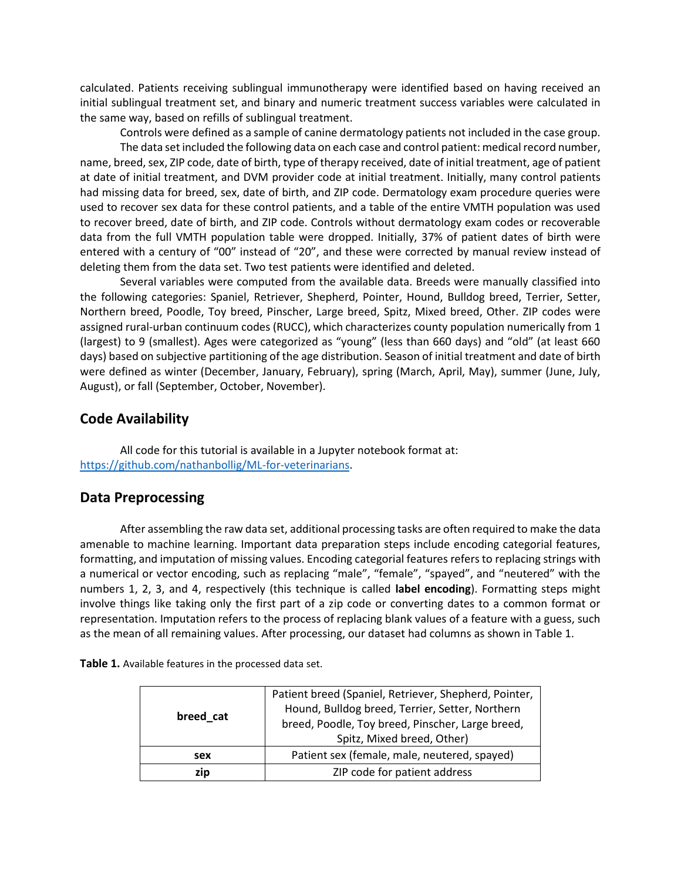calculated. Patients receiving sublingual immunotherapy were identified based on having received an initial sublingual treatment set, and binary and numeric treatment success variables were calculated in the same way, based on refills of sublingual treatment.

Controls were defined as a sample of canine dermatology patients not included in the case group.

The data set included the following data on each case and control patient: medical record number, name, breed, sex, ZIP code, date of birth, type of therapy received, date of initial treatment, age of patient at date of initial treatment, and DVM provider code at initial treatment. Initially, many control patients had missing data for breed, sex, date of birth, and ZIP code. Dermatology exam procedure queries were used to recover sex data for these control patients, and a table of the entire VMTH population was used to recover breed, date of birth, and ZIP code. Controls without dermatology exam codes or recoverable data from the full VMTH population table were dropped. Initially, 37% of patient dates of birth were entered with a century of "00" instead of "20", and these were corrected by manual review instead of deleting them from the data set. Two test patients were identified and deleted.

Several variables were computed from the available data. Breeds were manually classified into the following categories: Spaniel, Retriever, Shepherd, Pointer, Hound, Bulldog breed, Terrier, Setter, Northern breed, Poodle, Toy breed, Pinscher, Large breed, Spitz, Mixed breed, Other. ZIP codes were assigned rural-urban continuum codes (RUCC), which characterizes county population numerically from 1 (largest) to 9 (smallest). Ages were categorized as "young" (less than 660 days) and "old" (at least 660 days) based on subjective partitioning of the age distribution. Season of initial treatment and date of birth were defined as winter (December, January, February), spring (March, April, May), summer (June, July, August), or fall (September, October, November).

## Code Availability

All code for this tutorial is available in a Jupyter notebook format at: https://github.com/nathanbollig/ML-for-veterinarians.

## Data Preprocessing

After assembling the raw data set, additional processing tasks are often required to make the data amenable to machine learning. Important data preparation steps include encoding categorial features, formatting, and imputation of missing values. Encoding categorial features refers to replacing strings with a numerical or vector encoding, such as replacing "male", "female", "spayed", and "neutered" with the numbers 1, 2, 3, and 4, respectively (this technique is called **label encoding**). Formatting steps might involve things like taking only the first part of a zip code or converting dates to a common format or representation. Imputation refers to the process of replacing blank values of a feature with a guess, such as the mean of all remaining values. After processing, our dataset had columns as shown in Table 1.

**Table 1.** Available features in the processed data set.

| | |
|---|---|
| **breed_cat** | Patient breed (Spaniel, Retriever, Shepherd, Pointer, Hound, Bulldog breed, Terrier, Setter, Northern breed, Poodle, Toy breed, Pinscher, Large breed, Spitz, Mixed breed, Other) |
| **sex** | Patient sex (female, male, neutered, spayed) |
| **zip** | ZIP code for patient address |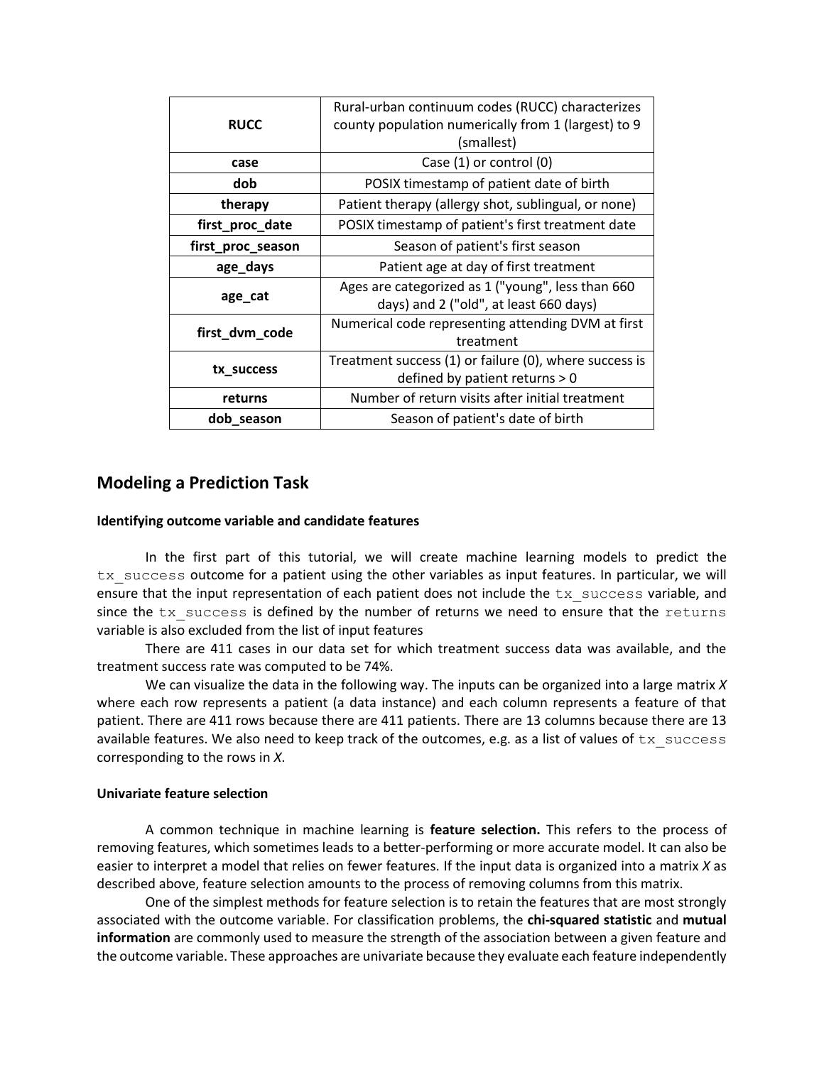| | |
|---|---|
| **RUCC** | Rural-urban continuum codes (RUCC) characterizes county population numerically from 1 (largest) to 9 (smallest) |
| **case** | Case (1) or control (0) |
| **dob** | POSIX timestamp of patient date of birth |
| **therapy** | Patient therapy (allergy shot, sublingual, or none) |
| **first_proc_date** | POSIX timestamp of patient's first treatment date |
| **first_proc_season** | Season of patient's first season |
| **age_days** | Patient age at day of first treatment |
| **age_cat** | Ages are categorized as 1 ("young", less than 660 days) and 2 ("old", at least 660 days) |
| **first_dvm_code** | Numerical code representing attending DVM at first treatment |
| **tx_success** | Treatment success (1) or failure (0), where success is defined by patient returns > 0 |
| **returns** | Number of return visits after initial treatment |
| **dob_season** | Season of patient's date of birth |

## Modeling a Prediction Task

### Identifying outcome variable and candidate features

In the first part of this tutorial, we will create machine learning models to predict the `tx_success` outcome for a patient using the other variables as input features. In particular, we will ensure that the input representation of each patient does not include the `tx_success` variable, and since the `tx_success` is defined by the number of returns we need to ensure that the `returns` variable is also excluded from the list of input features

There are 411 cases in our data set for which treatment success data was available, and the treatment success rate was computed to be 74%.

We can visualize the data in the following way. The inputs can be organized into a large matrix *X* where each row represents a patient (a data instance) and each column represents a feature of that patient. There are 411 rows because there are 411 patients. There are 13 columns because there are 13 available features. We also need to keep track of the outcomes, e.g. as a list of values of `tx_success` corresponding to the rows in *X*.

### Univariate feature selection

A common technique in machine learning is **feature selection.** This refers to the process of removing features, which sometimes leads to a better-performing or more accurate model. It can also be easier to interpret a model that relies on fewer features. If the input data is organized into a matrix *X* as described above, feature selection amounts to the process of removing columns from this matrix.

One of the simplest methods for feature selection is to retain the features that are most strongly associated with the outcome variable. For classification problems, the **chi-squared statistic** and **mutual information** are commonly used to measure the strength of the association between a given feature and the outcome variable. These approaches are univariate because they evaluate each feature independently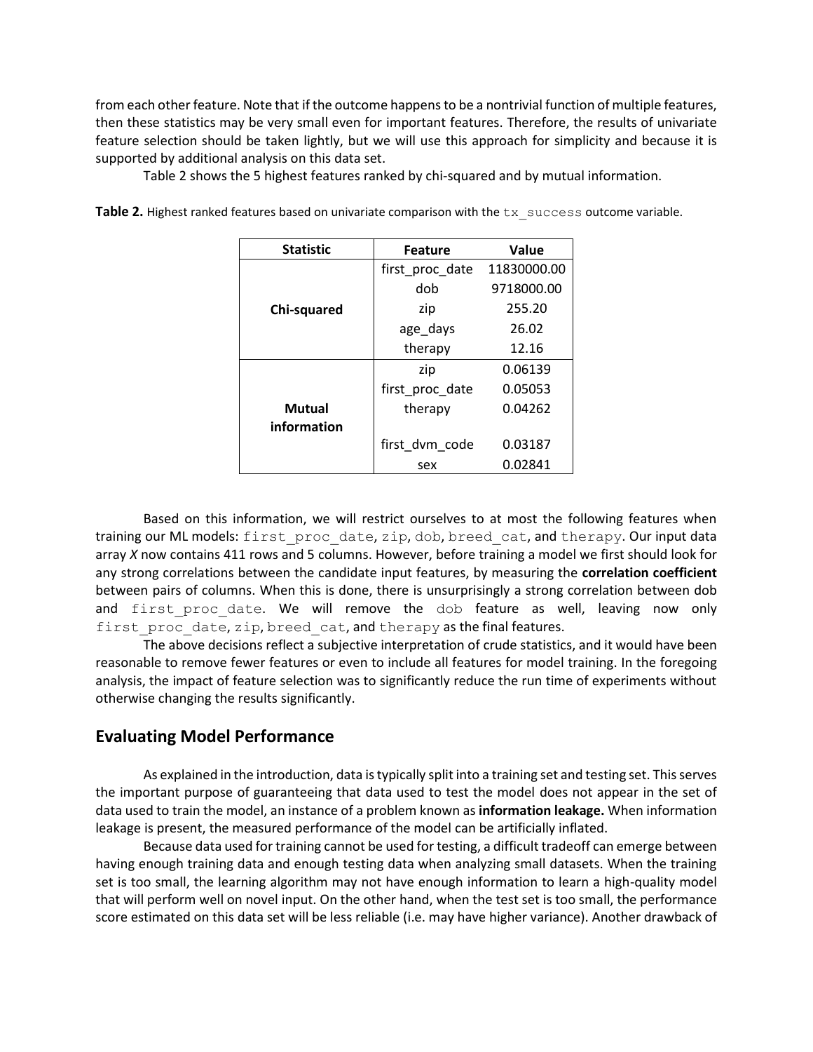from each other feature. Note that if the outcome happens to be a nontrivial function of multiple features, then these statistics may be very small even for important features. Therefore, the results of univariate feature selection should be taken lightly, but we will use this approach for simplicity and because it is supported by additional analysis on this data set.

Table 2 shows the 5 highest features ranked by chi-squared and by mutual information.

**Table 2.** Highest ranked features based on univariate comparison with the `tx_success` outcome variable.

| Statistic | Feature | Value |
|---|---|---|
| **Chi-squared** | first_proc_date | 11830000.00 |
| | dob | 9718000.00 |
| | zip | 255.20 |
| | age_days | 26.02 |
| | therapy | 12.16 |
| **Mutual information** | zip | 0.06139 |
| | first_proc_date | 0.05053 |
| | therapy | 0.04262 |
| | first_dvm_code | 0.03187 |
| | sex | 0.02841 |

Based on this information, we will restrict ourselves to at most the following features when training our ML models: `first_proc_date`, `zip`, `dob`, `breed_cat`, and `therapy`. Our input data array *X* now contains 411 rows and 5 columns. However, before training a model we first should look for any strong correlations between the candidate input features, by measuring the **correlation coefficient** between pairs of columns. When this is done, there is unsurprisingly a strong correlation between dob and `first_proc_date`. We will remove the `dob` feature as well, leaving now only `first_proc_date`, `zip`, `breed_cat`, and `therapy` as the final features.

The above decisions reflect a subjective interpretation of crude statistics, and it would have been reasonable to remove fewer features or even to include all features for model training. In the foregoing analysis, the impact of feature selection was to significantly reduce the run time of experiments without otherwise changing the results significantly.

## Evaluating Model Performance

As explained in the introduction, data is typically split into a training set and testing set. This serves the important purpose of guaranteeing that data used to test the model does not appear in the set of data used to train the model, an instance of a problem known as **information leakage.** When information leakage is present, the measured performance of the model can be artificially inflated.

Because data used for training cannot be used for testing, a difficult tradeoff can emerge between having enough training data and enough testing data when analyzing small datasets. When the training set is too small, the learning algorithm may not have enough information to learn a high-quality model that will perform well on novel input. On the other hand, when the test set is too small, the performance score estimated on this data set will be less reliable (i.e. may have higher variance). Another drawback of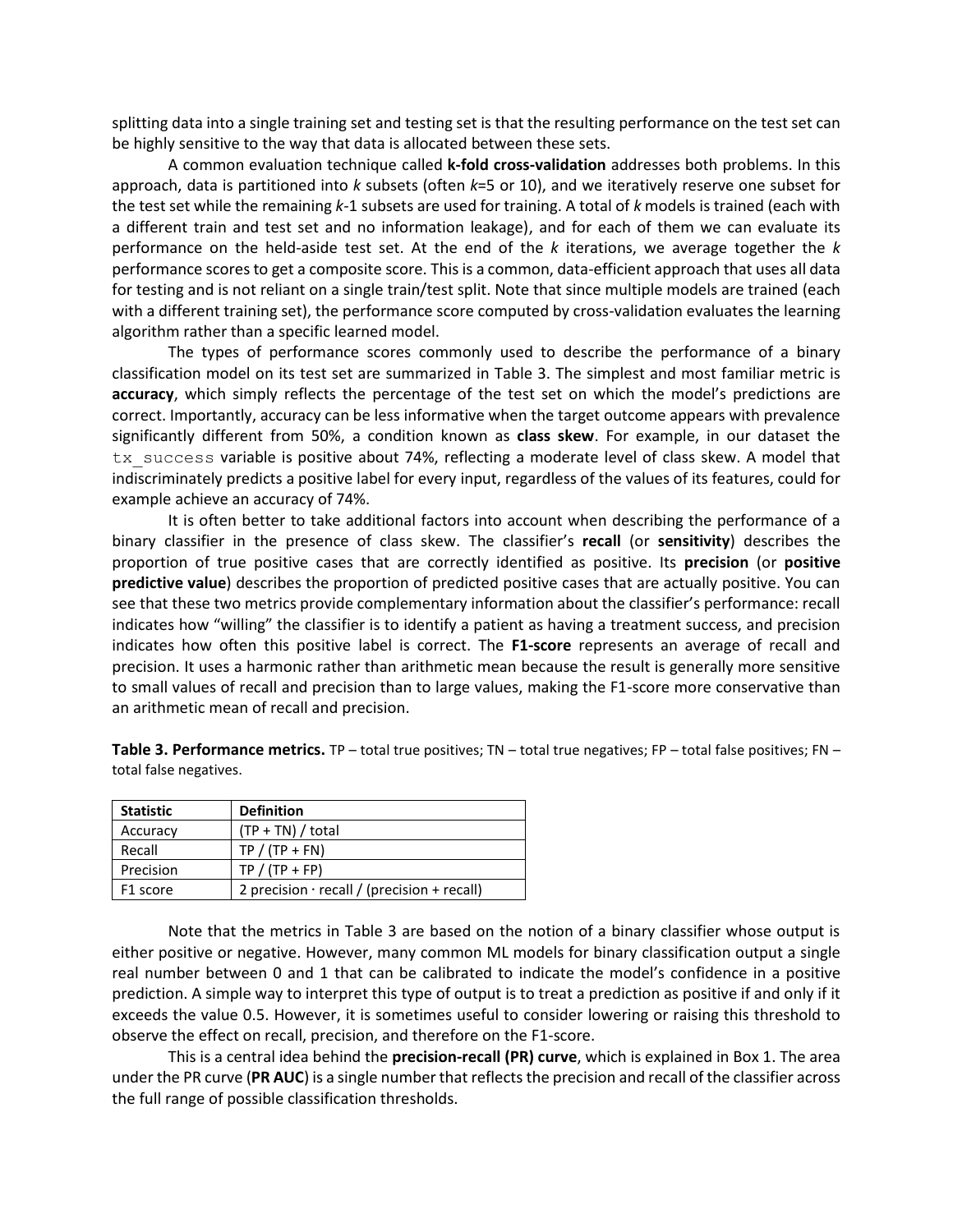splitting data into a single training set and testing set is that the resulting performance on the test set can be highly sensitive to the way that data is allocated between these sets.

A common evaluation technique called **k-fold cross-validation** addresses both problems. In this approach, data is partitioned into *k* subsets (often *k*=5 or 10), and we iteratively reserve one subset for the test set while the remaining *k*-1 subsets are used for training. A total of *k* models is trained (each with a different train and test set and no information leakage), and for each of them we can evaluate its performance on the held-aside test set. At the end of the *k* iterations, we average together the *k* performance scores to get a composite score. This is a common, data-efficient approach that uses all data for testing and is not reliant on a single train/test split. Note that since multiple models are trained (each with a different training set), the performance score computed by cross-validation evaluates the learning algorithm rather than a specific learned model.

The types of performance scores commonly used to describe the performance of a binary classification model on its test set are summarized in Table 3. The simplest and most familiar metric is **accuracy**, which simply reflects the percentage of the test set on which the model's predictions are correct. Importantly, accuracy can be less informative when the target outcome appears with prevalence significantly different from 50%, a condition known as **class skew**. For example, in our dataset the `tx_success` variable is positive about 74%, reflecting a moderate level of class skew. A model that indiscriminately predicts a positive label for every input, regardless of the values of its features, could for example achieve an accuracy of 74%.

It is often better to take additional factors into account when describing the performance of a binary classifier in the presence of class skew. The classifier's **recall** (or **sensitivity**) describes the proportion of true positive cases that are correctly identified as positive. Its **precision** (or **positive predictive value**) describes the proportion of predicted positive cases that are actually positive. You can see that these two metrics provide complementary information about the classifier's performance: recall indicates how "willing" the classifier is to identify a patient as having a treatment success, and precision indicates how often this positive label is correct. The **F1-score** represents an average of recall and precision. It uses a harmonic rather than arithmetic mean because the result is generally more sensitive to small values of recall and precision than to large values, making the F1-score more conservative than an arithmetic mean of recall and precision.

**Table 3. Performance metrics.** TP – total true positives; TN – total true negatives; FP – total false positives; FN – total false negatives.

| Statistic | Definition |
|---|---|
| Accuracy | (TP + TN) / total |
| Recall | TP / (TP + FN) |
| Precision | TP / (TP + FP) |
| F1 score | 2 precision · recall / (precision + recall) |

Note that the metrics in Table 3 are based on the notion of a binary classifier whose output is either positive or negative. However, many common ML models for binary classification output a single real number between 0 and 1 that can be calibrated to indicate the model's confidence in a positive prediction. A simple way to interpret this type of output is to treat a prediction as positive if and only if it exceeds the value 0.5. However, it is sometimes useful to consider lowering or raising this threshold to observe the effect on recall, precision, and therefore on the F1-score.

This is a central idea behind the **precision-recall (PR) curve**, which is explained in Box 1. The area under the PR curve (**PR AUC**) is a single number that reflects the precision and recall of the classifier across the full range of possible classification thresholds.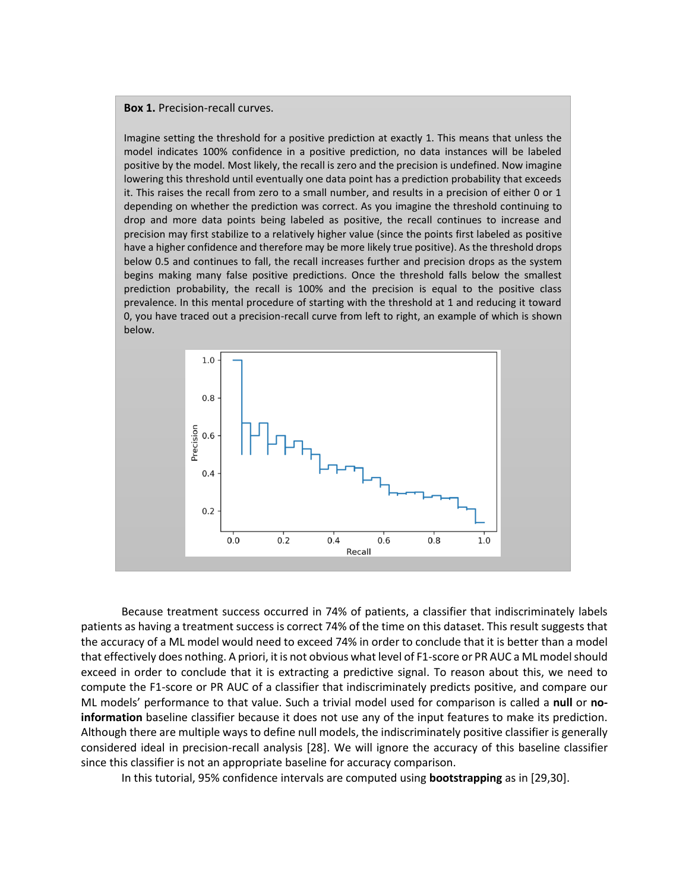**Box 1.** Precision-recall curves.

Imagine setting the threshold for a positive prediction at exactly 1. This means that unless the model indicates 100% confidence in a positive prediction, no data instances will be labeled positive by the model. Most likely, the recall is zero and the precision is undefined. Now imagine lowering this threshold until eventually one data point has a prediction probability that exceeds it. This raises the recall from zero to a small number, and results in a precision of either 0 or 1 depending on whether the prediction was correct. As you imagine the threshold continuing to drop and more data points being labeled as positive, the recall continues to increase and precision may first stabilize to a relatively higher value (since the points first labeled as positive have a higher confidence and therefore may be more likely true positive). As the threshold drops below 0.5 and continues to fall, the recall increases further and precision drops as the system begins making many false positive predictions. Once the threshold falls below the smallest prediction probability, the recall is 100% and the precision is equal to the positive class prevalence. In this mental procedure of starting with the threshold at 1 and reducing it toward 0, you have traced out a precision-recall curve from left to right, an example of which is shown below.

Because treatment success occurred in 74% of patients, a classifier that indiscriminately labels patients as having a treatment success is correct 74% of the time on this dataset. This result suggests that the accuracy of a ML model would need to exceed 74% in order to conclude that it is better than a model that effectively does nothing. A priori, it is not obvious what level of F1-score or PR AUC a ML model should exceed in order to conclude that it is extracting a predictive signal. To reason about this, we need to compute the F1-score or PR AUC of a classifier that indiscriminately predicts positive, and compare our ML models' performance to that value. Such a trivial model used for comparison is called a **null** or **no-information** baseline classifier because it does not use any of the input features to make its prediction. Although there are multiple ways to define null models, the indiscriminately positive classifier is generally considered ideal in precision-recall analysis [28]. We will ignore the accuracy of this baseline classifier since this classifier is not an appropriate baseline for accuracy comparison.

In this tutorial, 95% confidence intervals are computed using **bootstrapping** as in [29,30].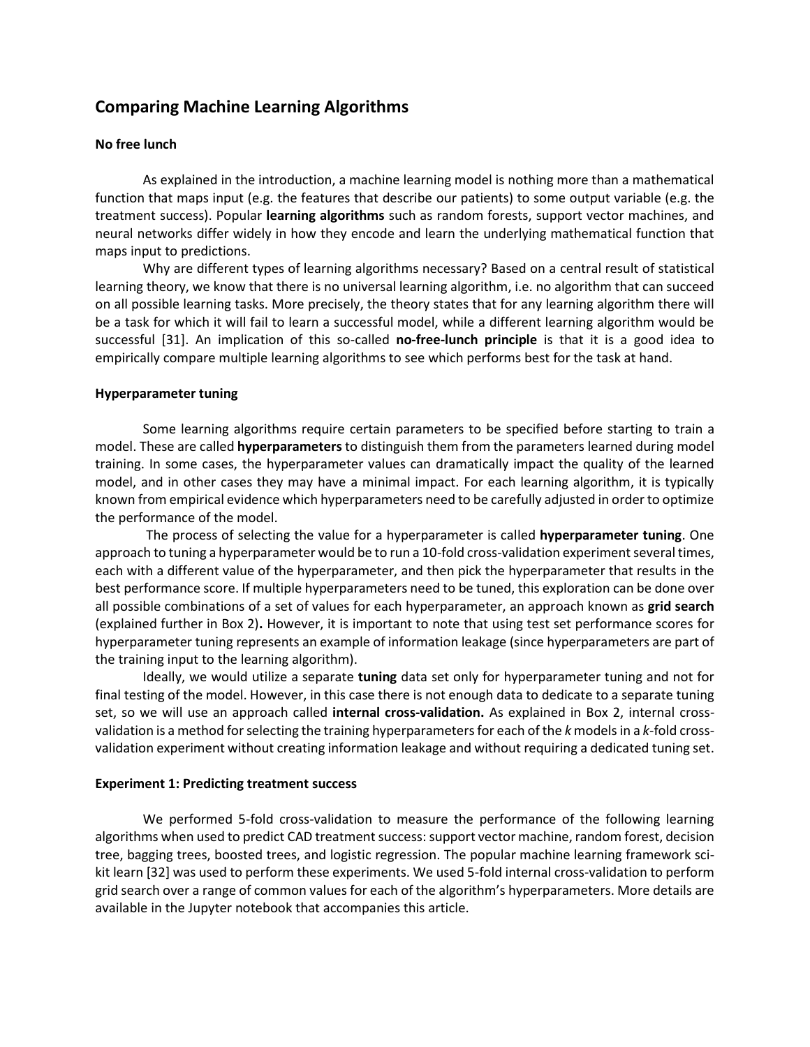## Comparing Machine Learning Algorithms

### No free lunch

As explained in the introduction, a machine learning model is nothing more than a mathematical function that maps input (e.g. the features that describe our patients) to some output variable (e.g. the treatment success). Popular **learning algorithms** such as random forests, support vector machines, and neural networks differ widely in how they encode and learn the underlying mathematical function that maps input to predictions.

Why are different types of learning algorithms necessary? Based on a central result of statistical learning theory, we know that there is no universal learning algorithm, i.e. no algorithm that can succeed on all possible learning tasks. More precisely, the theory states that for any learning algorithm there will be a task for which it will fail to learn a successful model, while a different learning algorithm would be successful [31]. An implication of this so-called **no-free-lunch principle** is that it is a good idea to empirically compare multiple learning algorithms to see which performs best for the task at hand.

### Hyperparameter tuning

Some learning algorithms require certain parameters to be specified before starting to train a model. These are called **hyperparameters** to distinguish them from the parameters learned during model training. In some cases, the hyperparameter values can dramatically impact the quality of the learned model, and in other cases they may have a minimal impact. For each learning algorithm, it is typically known from empirical evidence which hyperparameters need to be carefully adjusted in order to optimize the performance of the model.

The process of selecting the value for a hyperparameter is called **hyperparameter tuning**. One approach to tuning a hyperparameter would be to run a 10-fold cross-validation experiment several times, each with a different value of the hyperparameter, and then pick the hyperparameter that results in the best performance score. If multiple hyperparameters need to be tuned, this exploration can be done over all possible combinations of a set of values for each hyperparameter, an approach known as **grid search** (explained further in Box 2)**.** However, it is important to note that using test set performance scores for hyperparameter tuning represents an example of information leakage (since hyperparameters are part of the training input to the learning algorithm).

Ideally, we would utilize a separate **tuning** data set only for hyperparameter tuning and not for final testing of the model. However, in this case there is not enough data to dedicate to a separate tuning set, so we will use an approach called **internal cross-validation.** As explained in Box 2, internal cross-validation is a method for selecting the training hyperparameters for each of the *k* models in a *k*-fold cross-validation experiment without creating information leakage and without requiring a dedicated tuning set.

### Experiment 1: Predicting treatment success

We performed 5-fold cross-validation to measure the performance of the following learning algorithms when used to predict CAD treatment success: support vector machine, random forest, decision tree, bagging trees, boosted trees, and logistic regression. The popular machine learning framework sci-kit learn [32] was used to perform these experiments. We used 5-fold internal cross-validation to perform grid search over a range of common values for each of the algorithm's hyperparameters. More details are available in the Jupyter notebook that accompanies this article.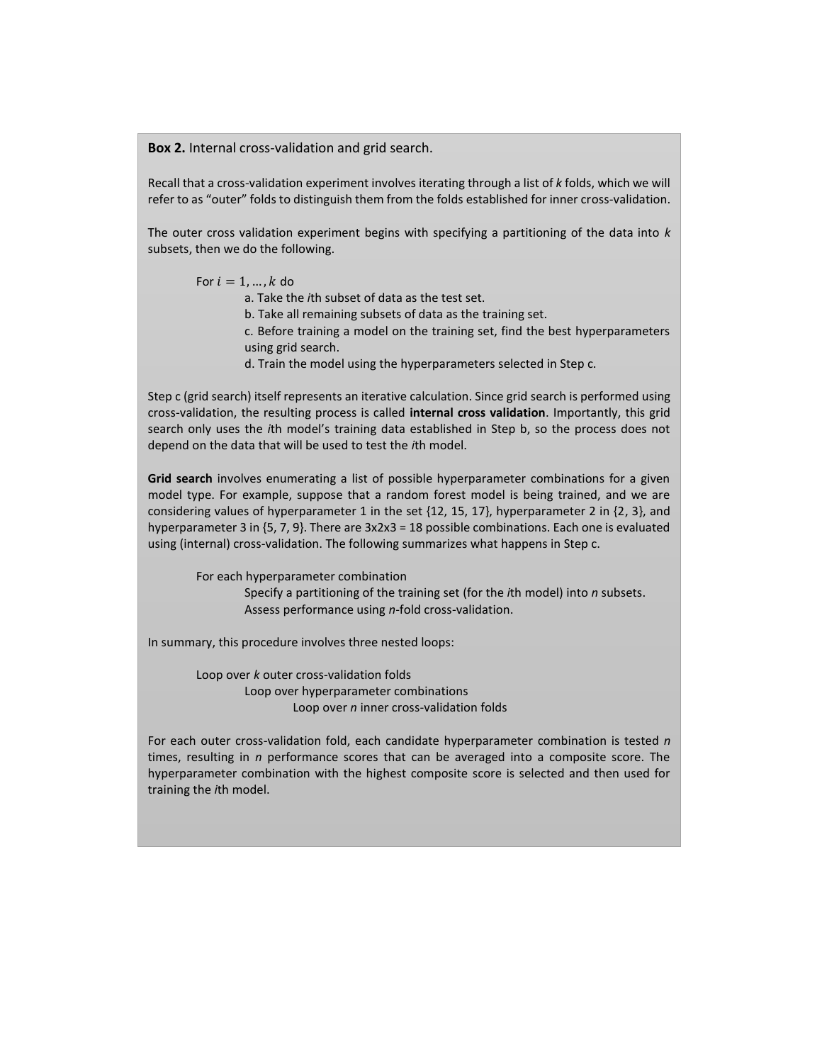**Box 2.** Internal cross-validation and grid search.

Recall that a cross-validation experiment involves iterating through a list of *k* folds, which we will refer to as "outer" folds to distinguish them from the folds established for inner cross-validation.

The outer cross validation experiment begins with specifying a partitioning of the data into *k* subsets, then we do the following.

For $i = 1, \ldots, k$ do

- a. Take the *i*th subset of data as the test set.
- b. Take all remaining subsets of data as the training set.
- c. Before training a model on the training set, find the best hyperparameters using grid search.
- d. Train the model using the hyperparameters selected in Step c.

Step c (grid search) itself represents an iterative calculation. Since grid search is performed using cross-validation, the resulting process is called **internal cross validation**. Importantly, this grid search only uses the *i*th model's training data established in Step b, so the process does not depend on the data that will be used to test the *i*th model.

**Grid search** involves enumerating a list of possible hyperparameter combinations for a given model type. For example, suppose that a random forest model is being trained, and we are considering values of hyperparameter 1 in the set {12, 15, 17}, hyperparameter 2 in {2, 3}, and hyperparameter 3 in {5, 7, 9}. There are 3x2x3 = 18 possible combinations. Each one is evaluated using (internal) cross-validation. The following summarizes what happens in Step c.

For each hyperparameter combination

- Specify a partitioning of the training set (for the *i*th model) into *n* subsets.
- Assess performance using *n*-fold cross-validation.

In summary, this procedure involves three nested loops:

- Loop over *k* outer cross-validation folds
  - Loop over hyperparameter combinations
    - Loop over *n* inner cross-validation folds

For each outer cross-validation fold, each candidate hyperparameter combination is tested *n* times, resulting in *n* performance scores that can be averaged into a composite score. The hyperparameter combination with the highest composite score is selected and then used for training the *i*th model.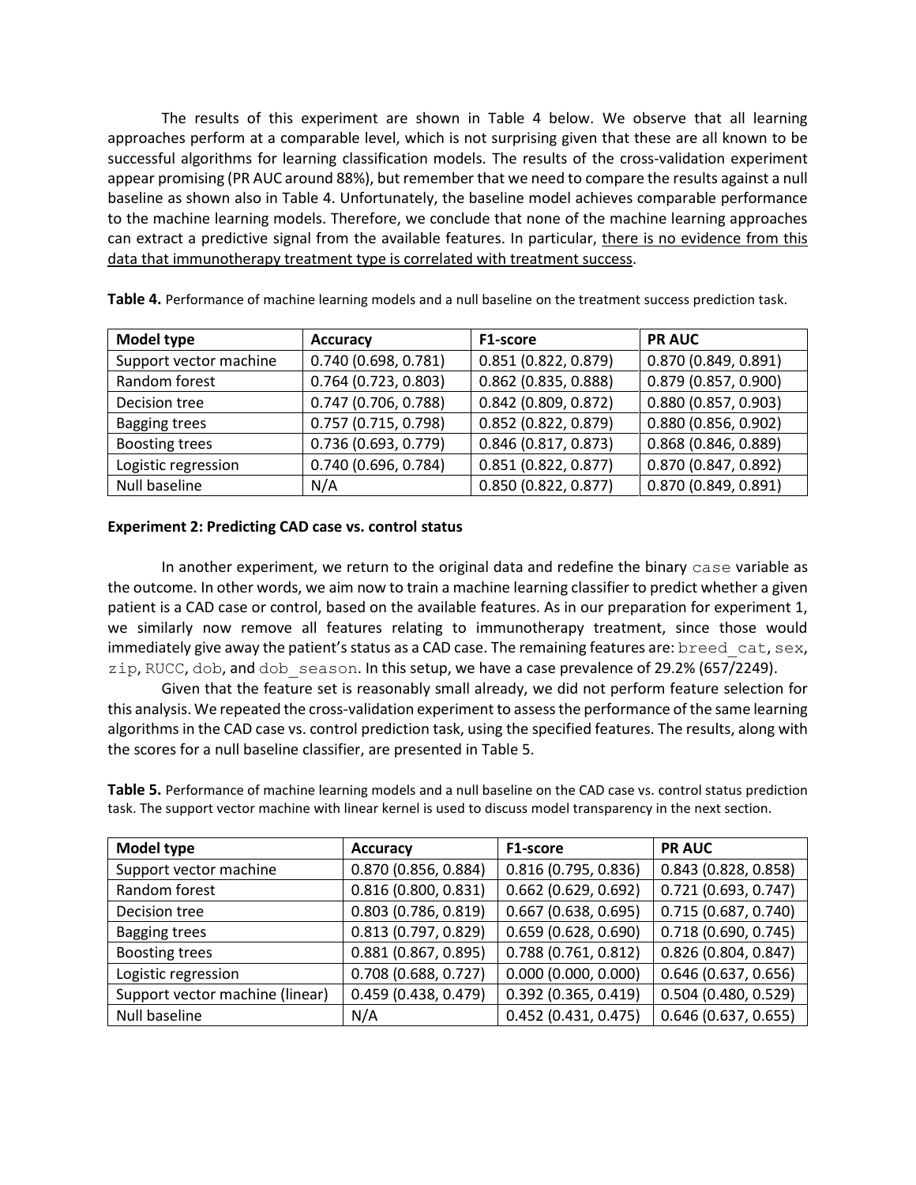The results of this experiment are shown in Table 4 below. We observe that all learning approaches perform at a comparable level, which is not surprising given that these are all known to be successful algorithms for learning classification models. The results of the cross-validation experiment appear promising (PR AUC around 88%), but remember that we need to compare the results against a null baseline as shown also in Table 4. Unfortunately, the baseline model achieves comparable performance to the machine learning models. Therefore, we conclude that none of the machine learning approaches can extract a predictive signal from the available features. In particular, <u>there is no evidence from this data that immunotherapy treatment type is correlated with treatment success</u>.

**Table 4.** Performance of machine learning models and a null baseline on the treatment success prediction task.

| Model type | Accuracy | F1-score | PR AUC |
|---|---|---|---|
| Support vector machine | 0.740 (0.698, 0.781) | 0.851 (0.822, 0.879) | 0.870 (0.849, 0.891) |
| Random forest | 0.764 (0.723, 0.803) | 0.862 (0.835, 0.888) | 0.879 (0.857, 0.900) |
| Decision tree | 0.747 (0.706, 0.788) | 0.842 (0.809, 0.872) | 0.880 (0.857, 0.903) |
| Bagging trees | 0.757 (0.715, 0.798) | 0.852 (0.822, 0.879) | 0.880 (0.856, 0.902) |
| Boosting trees | 0.736 (0.693, 0.779) | 0.846 (0.817, 0.873) | 0.868 (0.846, 0.889) |
| Logistic regression | 0.740 (0.696, 0.784) | 0.851 (0.822, 0.877) | 0.870 (0.847, 0.892) |
| Null baseline | N/A | 0.850 (0.822, 0.877) | 0.870 (0.849, 0.891) |

**Experiment 2: Predicting CAD case vs. control status**

In another experiment, we return to the original data and redefine the binary `case` variable as the outcome. In other words, we aim now to train a machine learning classifier to predict whether a given patient is a CAD case or control, based on the available features. As in our preparation for experiment 1, we similarly now remove all features relating to immunotherapy treatment, since those would immediately give away the patient's status as a CAD case. The remaining features are: `breed_cat`, `sex`, `zip`, `RUCC`, `dob`, and `dob_season`. In this setup, we have a case prevalence of 29.2% (657/2249).

Given that the feature set is reasonably small already, we did not perform feature selection for this analysis. We repeated the cross-validation experiment to assess the performance of the same learning algorithms in the CAD case vs. control prediction task, using the specified features. The results, along with the scores for a null baseline classifier, are presented in Table 5.

**Table 5.** Performance of machine learning models and a null baseline on the CAD case vs. control status prediction task. The support vector machine with linear kernel is used to discuss model transparency in the next section.

| Model type | Accuracy | F1-score | PR AUC |
|---|---|---|---|
| Support vector machine | 0.870 (0.856, 0.884) | 0.816 (0.795, 0.836) | 0.843 (0.828, 0.858) |
| Random forest | 0.816 (0.800, 0.831) | 0.662 (0.629, 0.692) | 0.721 (0.693, 0.747) |
| Decision tree | 0.803 (0.786, 0.819) | 0.667 (0.638, 0.695) | 0.715 (0.687, 0.740) |
| Bagging trees | 0.813 (0.797, 0.829) | 0.659 (0.628, 0.690) | 0.718 (0.690, 0.745) |
| Boosting trees | 0.881 (0.867, 0.895) | 0.788 (0.761, 0.812) | 0.826 (0.804, 0.847) |
| Logistic regression | 0.708 (0.688, 0.727) | 0.000 (0.000, 0.000) | 0.646 (0.637, 0.656) |
| Support vector machine (linear) | 0.459 (0.438, 0.479) | 0.392 (0.365, 0.419) | 0.504 (0.480, 0.529) |
| Null baseline | N/A | 0.452 (0.431, 0.475) | 0.646 (0.637, 0.655) |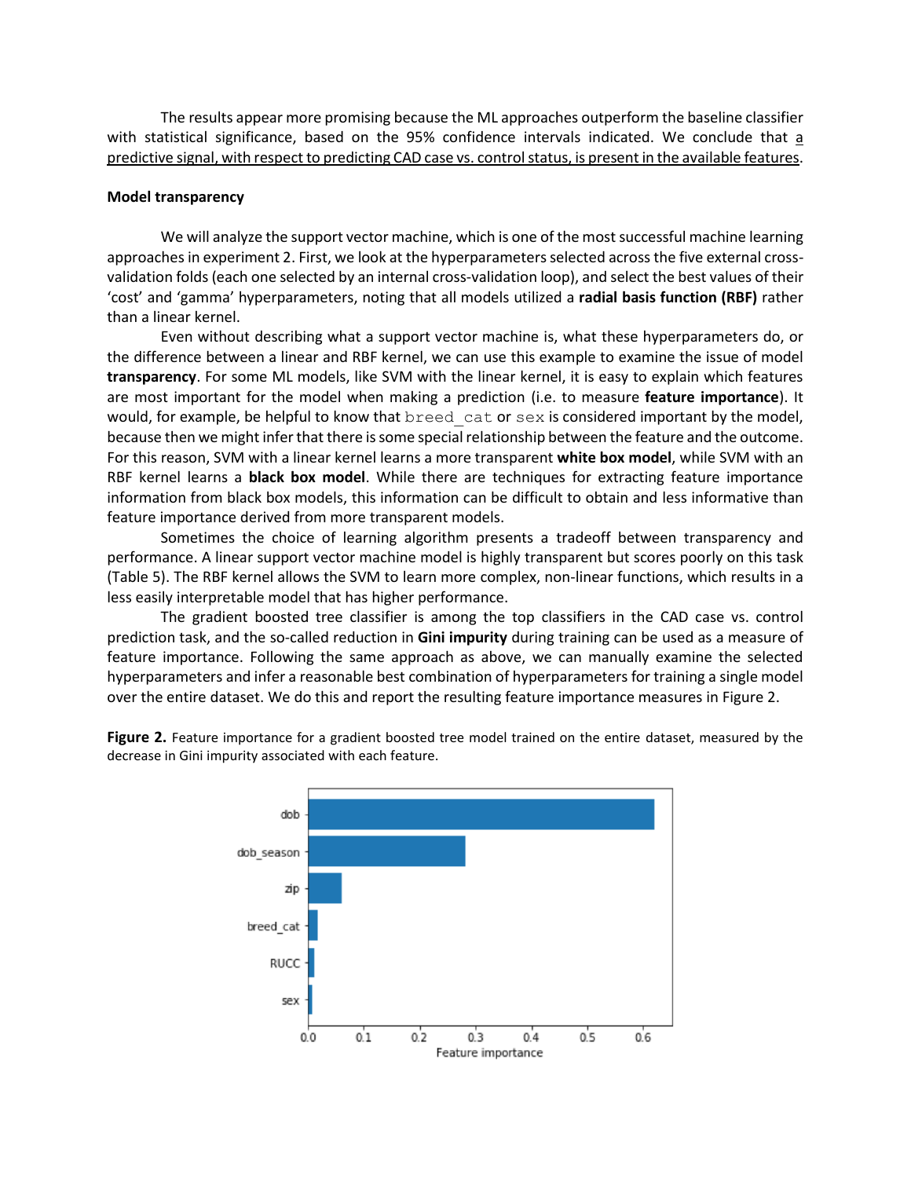The results appear more promising because the ML approaches outperform the baseline classifier with statistical significance, based on the 95% confidence intervals indicated. We conclude that <u>a predictive signal, with respect to predicting CAD case vs. control status, is present in the available features</u>.

**Model transparency**

We will analyze the support vector machine, which is one of the most successful machine learning approaches in experiment 2. First, we look at the hyperparameters selected across the five external cross-validation folds (each one selected by an internal cross-validation loop), and select the best values of their 'cost' and 'gamma' hyperparameters, noting that all models utilized a **radial basis function (RBF)** rather than a linear kernel.

Even without describing what a support vector machine is, what these hyperparameters do, or the difference between a linear and RBF kernel, we can use this example to examine the issue of model **transparency**. For some ML models, like SVM with the linear kernel, it is easy to explain which features are most important for the model when making a prediction (i.e. to measure **feature importance**). It would, for example, be helpful to know that `breed_cat` or `sex` is considered important by the model, because then we might infer that there is some special relationship between the feature and the outcome. For this reason, SVM with a linear kernel learns a more transparent **white box model**, while SVM with an RBF kernel learns a **black box model**. While there are techniques for extracting feature importance information from black box models, this information can be difficult to obtain and less informative than feature importance derived from more transparent models.

Sometimes the choice of learning algorithm presents a tradeoff between transparency and performance. A linear support vector machine model is highly transparent but scores poorly on this task (Table 5). The RBF kernel allows the SVM to learn more complex, non-linear functions, which results in a less easily interpretable model that has higher performance.

The gradient boosted tree classifier is among the top classifiers in the CAD case vs. control prediction task, and the so-called reduction in **Gini impurity** during training can be used as a measure of feature importance. Following the same approach as above, we can manually examine the selected hyperparameters and infer a reasonable best combination of hyperparameters for training a single model over the entire dataset. We do this and report the resulting feature importance measures in Figure 2.

**Figure 2.** Feature importance for a gradient boosted tree model trained on the entire dataset, measured by the decrease in Gini impurity associated with each feature.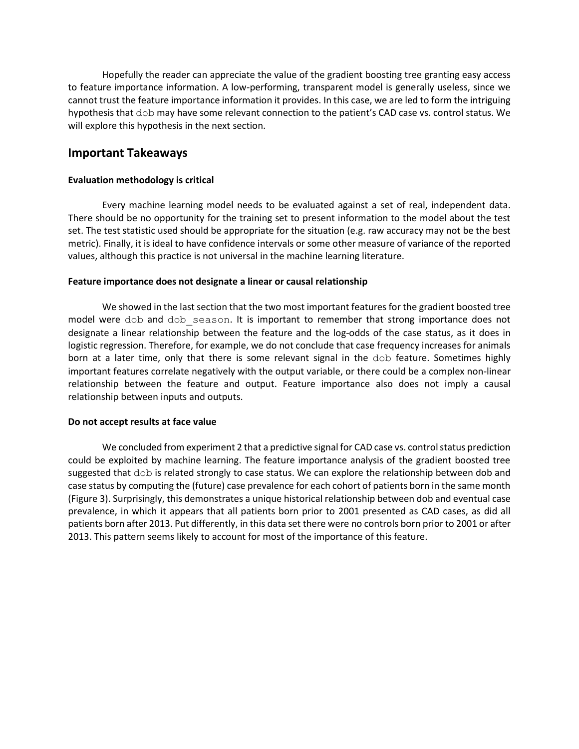Hopefully the reader can appreciate the value of the gradient boosting tree granting easy access to feature importance information. A low-performing, transparent model is generally useless, since we cannot trust the feature importance information it provides. In this case, we are led to form the intriguing hypothesis that `dob` may have some relevant connection to the patient's CAD case vs. control status. We will explore this hypothesis in the next section.

## Important Takeaways

**Evaluation methodology is critical**

Every machine learning model needs to be evaluated against a set of real, independent data. There should be no opportunity for the training set to present information to the model about the test set. The test statistic used should be appropriate for the situation (e.g. raw accuracy may not be the best metric). Finally, it is ideal to have confidence intervals or some other measure of variance of the reported values, although this practice is not universal in the machine learning literature.

**Feature importance does not designate a linear or causal relationship**

We showed in the last section that the two most important features for the gradient boosted tree model were `dob` and `dob_season`. It is important to remember that strong importance does not designate a linear relationship between the feature and the log-odds of the case status, as it does in logistic regression. Therefore, for example, we do not conclude that case frequency increases for animals born at a later time, only that there is some relevant signal in the `dob` feature. Sometimes highly important features correlate negatively with the output variable, or there could be a complex non-linear relationship between the feature and output. Feature importance also does not imply a causal relationship between inputs and outputs.

**Do not accept results at face value**

We concluded from experiment 2 that a predictive signal for CAD case vs. control status prediction could be exploited by machine learning. The feature importance analysis of the gradient boosted tree suggested that `dob` is related strongly to case status. We can explore the relationship between dob and case status by computing the (future) case prevalence for each cohort of patients born in the same month (Figure 3). Surprisingly, this demonstrates a unique historical relationship between dob and eventual case prevalence, in which it appears that all patients born prior to 2001 presented as CAD cases, as did all patients born after 2013. Put differently, in this data set there were no controls born prior to 2001 or after 2013. This pattern seems likely to account for most of the importance of this feature.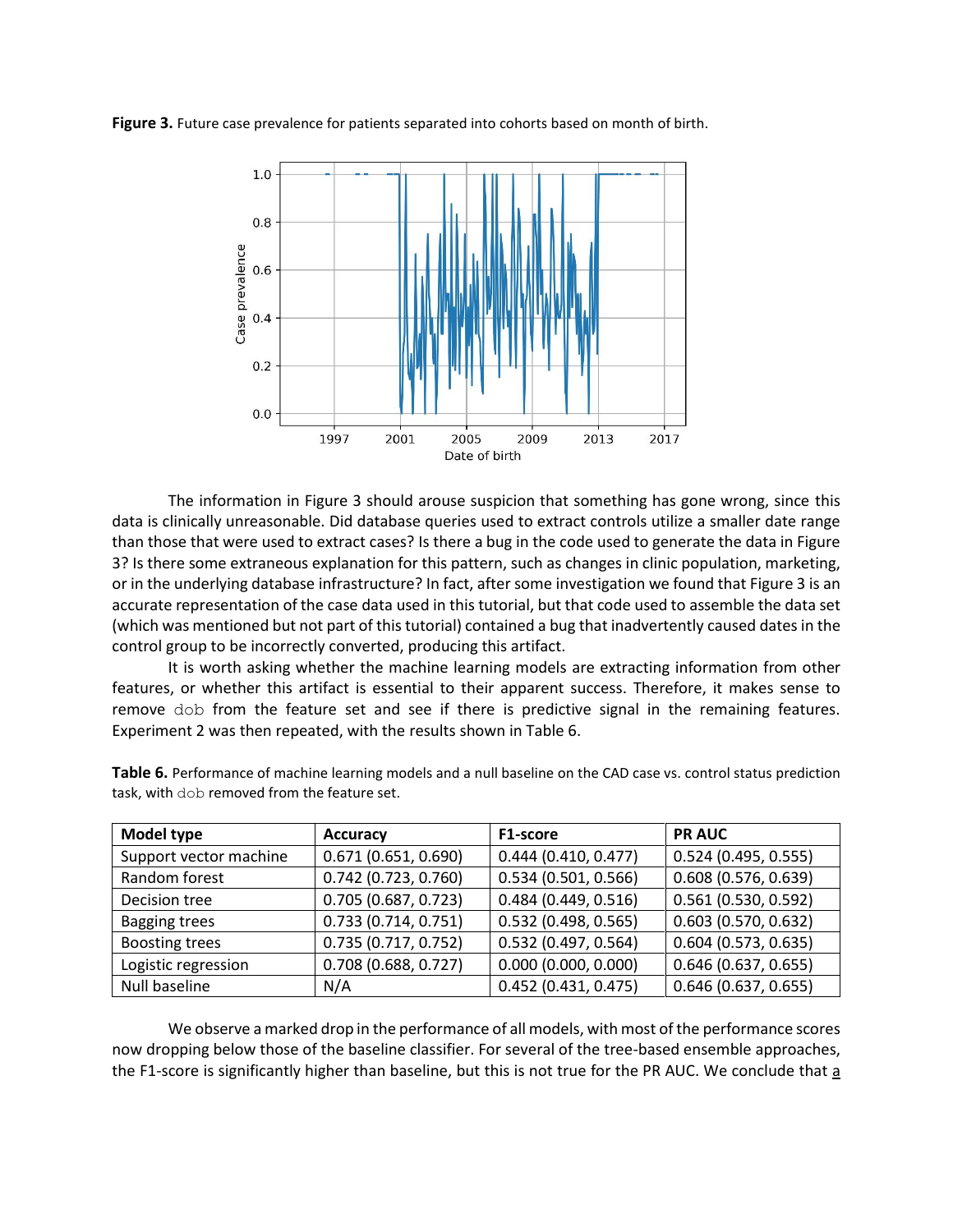**Figure 3.** Future case prevalence for patients separated into cohorts based on month of birth.

The information in Figure 3 should arouse suspicion that something has gone wrong, since this data is clinically unreasonable. Did database queries used to extract controls utilize a smaller date range than those that were used to extract cases? Is there a bug in the code used to generate the data in Figure 3? Is there some extraneous explanation for this pattern, such as changes in clinic population, marketing, or in the underlying database infrastructure? In fact, after some investigation we found that Figure 3 is an accurate representation of the case data used in this tutorial, but that code used to assemble the data set (which was mentioned but not part of this tutorial) contained a bug that inadvertently caused dates in the control group to be incorrectly converted, producing this artifact.

It is worth asking whether the machine learning models are extracting information from other features, or whether this artifact is essential to their apparent success. Therefore, it makes sense to remove `dob` from the feature set and see if there is predictive signal in the remaining features. Experiment 2 was then repeated, with the results shown in Table 6.

**Table 6.** Performance of machine learning models and a null baseline on the CAD case vs. control status prediction task, with `dob` removed from the feature set.

| Model type | Accuracy | F1-score | PR AUC |
|---|---|---|---|
| Support vector machine | 0.671 (0.651, 0.690) | 0.444 (0.410, 0.477) | 0.524 (0.495, 0.555) |
| Random forest | 0.742 (0.723, 0.760) | 0.534 (0.501, 0.566) | 0.608 (0.576, 0.639) |
| Decision tree | 0.705 (0.687, 0.723) | 0.484 (0.449, 0.516) | 0.561 (0.530, 0.592) |
| Bagging trees | 0.733 (0.714, 0.751) | 0.532 (0.498, 0.565) | 0.603 (0.570, 0.632) |
| Boosting trees | 0.735 (0.717, 0.752) | 0.532 (0.497, 0.564) | 0.604 (0.573, 0.635) |
| Logistic regression | 0.708 (0.688, 0.727) | 0.000 (0.000, 0.000) | 0.646 (0.637, 0.655) |
| Null baseline | N/A | 0.452 (0.431, 0.475) | 0.646 (0.637, 0.655) |

We observe a marked drop in the performance of all models, with most of the performance scores now dropping below those of the baseline classifier. For several of the tree-based ensemble approaches, the F1-score is significantly higher than baseline, but this is not true for the PR AUC. We conclude that a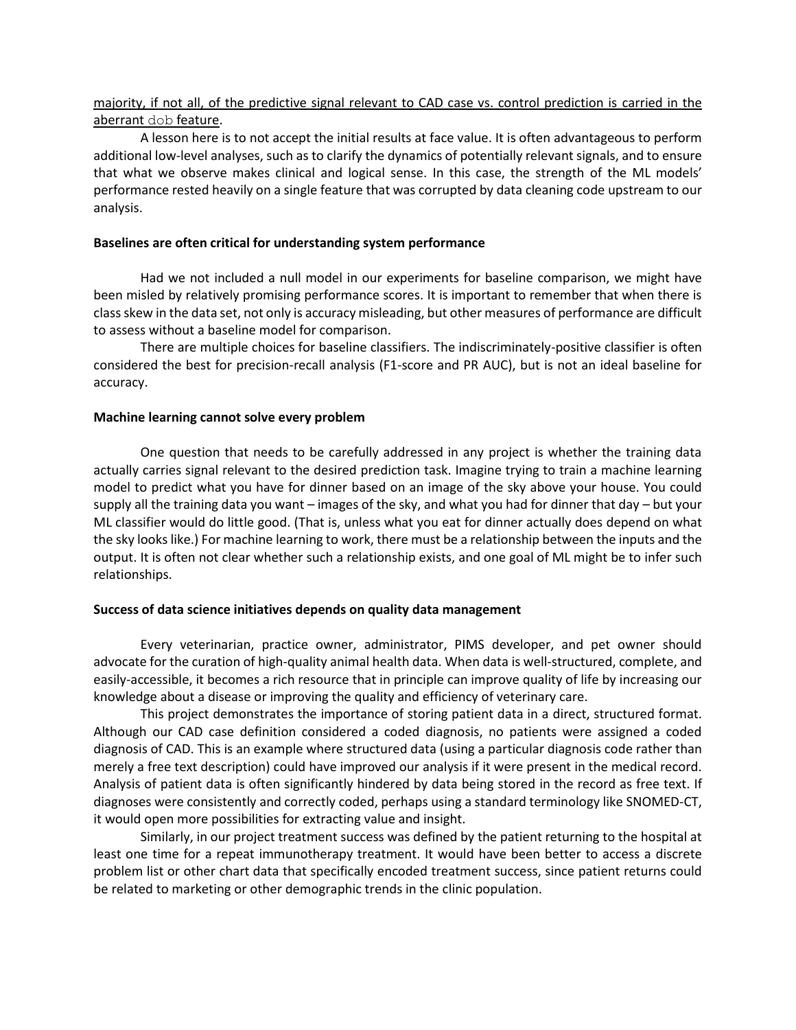majority, if not all, of the predictive signal relevant to CAD case vs. control prediction is carried in the aberrant `dob` feature.

A lesson here is to not accept the initial results at face value. It is often advantageous to perform additional low-level analyses, such as to clarify the dynamics of potentially relevant signals, and to ensure that what we observe makes clinical and logical sense. In this case, the strength of the ML models' performance rested heavily on a single feature that was corrupted by data cleaning code upstream to our analysis.

**Baselines are often critical for understanding system performance**

Had we not included a null model in our experiments for baseline comparison, we might have been misled by relatively promising performance scores. It is important to remember that when there is class skew in the data set, not only is accuracy misleading, but other measures of performance are difficult to assess without a baseline model for comparison.

There are multiple choices for baseline classifiers. The indiscriminately-positive classifier is often considered the best for precision-recall analysis (F1-score and PR AUC), but is not an ideal baseline for accuracy.

**Machine learning cannot solve every problem**

One question that needs to be carefully addressed in any project is whether the training data actually carries signal relevant to the desired prediction task. Imagine trying to train a machine learning model to predict what you have for dinner based on an image of the sky above your house. You could supply all the training data you want – images of the sky, and what you had for dinner that day – but your ML classifier would do little good. (That is, unless what you eat for dinner actually does depend on what the sky looks like.) For machine learning to work, there must be a relationship between the inputs and the output. It is often not clear whether such a relationship exists, and one goal of ML might be to infer such relationships.

**Success of data science initiatives depends on quality data management**

Every veterinarian, practice owner, administrator, PIMS developer, and pet owner should advocate for the curation of high-quality animal health data. When data is well-structured, complete, and easily-accessible, it becomes a rich resource that in principle can improve quality of life by increasing our knowledge about a disease or improving the quality and efficiency of veterinary care.

This project demonstrates the importance of storing patient data in a direct, structured format. Although our CAD case definition considered a coded diagnosis, no patients were assigned a coded diagnosis of CAD. This is an example where structured data (using a particular diagnosis code rather than merely a free text description) could have improved our analysis if it were present in the medical record. Analysis of patient data is often significantly hindered by data being stored in the record as free text. If diagnoses were consistently and correctly coded, perhaps using a standard terminology like SNOMED-CT, it would open more possibilities for extracting value and insight.

Similarly, in our project treatment success was defined by the patient returning to the hospital at least one time for a repeat immunotherapy treatment. It would have been better to access a discrete problem list or other chart data that specifically encoded treatment success, since patient returns could be related to marketing or other demographic trends in the clinic population.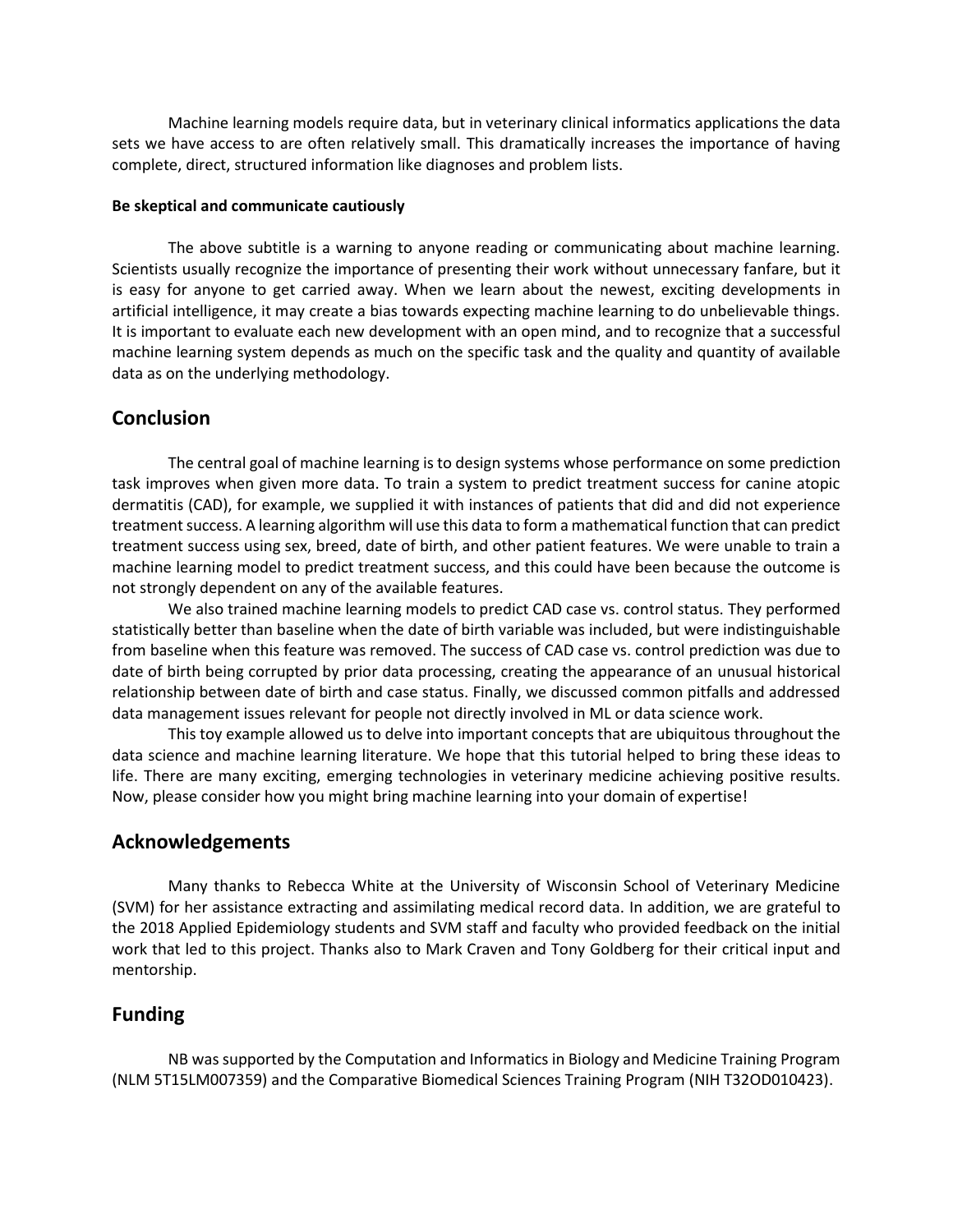Machine learning models require data, but in veterinary clinical informatics applications the data sets we have access to are often relatively small. This dramatically increases the importance of having complete, direct, structured information like diagnoses and problem lists.

#### Be skeptical and communicate cautiously

The above subtitle is a warning to anyone reading or communicating about machine learning. Scientists usually recognize the importance of presenting their work without unnecessary fanfare, but it is easy for anyone to get carried away. When we learn about the newest, exciting developments in artificial intelligence, it may create a bias towards expecting machine learning to do unbelievable things. It is important to evaluate each new development with an open mind, and to recognize that a successful machine learning system depends as much on the specific task and the quality and quantity of available data as on the underlying methodology.

## Conclusion

The central goal of machine learning is to design systems whose performance on some prediction task improves when given more data. To train a system to predict treatment success for canine atopic dermatitis (CAD), for example, we supplied it with instances of patients that did and did not experience treatment success. A learning algorithm will use this data to form a mathematical function that can predict treatment success using sex, breed, date of birth, and other patient features. We were unable to train a machine learning model to predict treatment success, and this could have been because the outcome is not strongly dependent on any of the available features.

We also trained machine learning models to predict CAD case vs. control status. They performed statistically better than baseline when the date of birth variable was included, but were indistinguishable from baseline when this feature was removed. The success of CAD case vs. control prediction was due to date of birth being corrupted by prior data processing, creating the appearance of an unusual historical relationship between date of birth and case status. Finally, we discussed common pitfalls and addressed data management issues relevant for people not directly involved in ML or data science work.

This toy example allowed us to delve into important concepts that are ubiquitous throughout the data science and machine learning literature. We hope that this tutorial helped to bring these ideas to life. There are many exciting, emerging technologies in veterinary medicine achieving positive results. Now, please consider how you might bring machine learning into your domain of expertise!

## Acknowledgements

Many thanks to Rebecca White at the University of Wisconsin School of Veterinary Medicine (SVM) for her assistance extracting and assimilating medical record data. In addition, we are grateful to the 2018 Applied Epidemiology students and SVM staff and faculty who provided feedback on the initial work that led to this project. Thanks also to Mark Craven and Tony Goldberg for their critical input and mentorship.

## Funding

NB was supported by the Computation and Informatics in Biology and Medicine Training Program (NLM 5T15LM007359) and the Comparative Biomedical Sciences Training Program (NIH T32OD010423).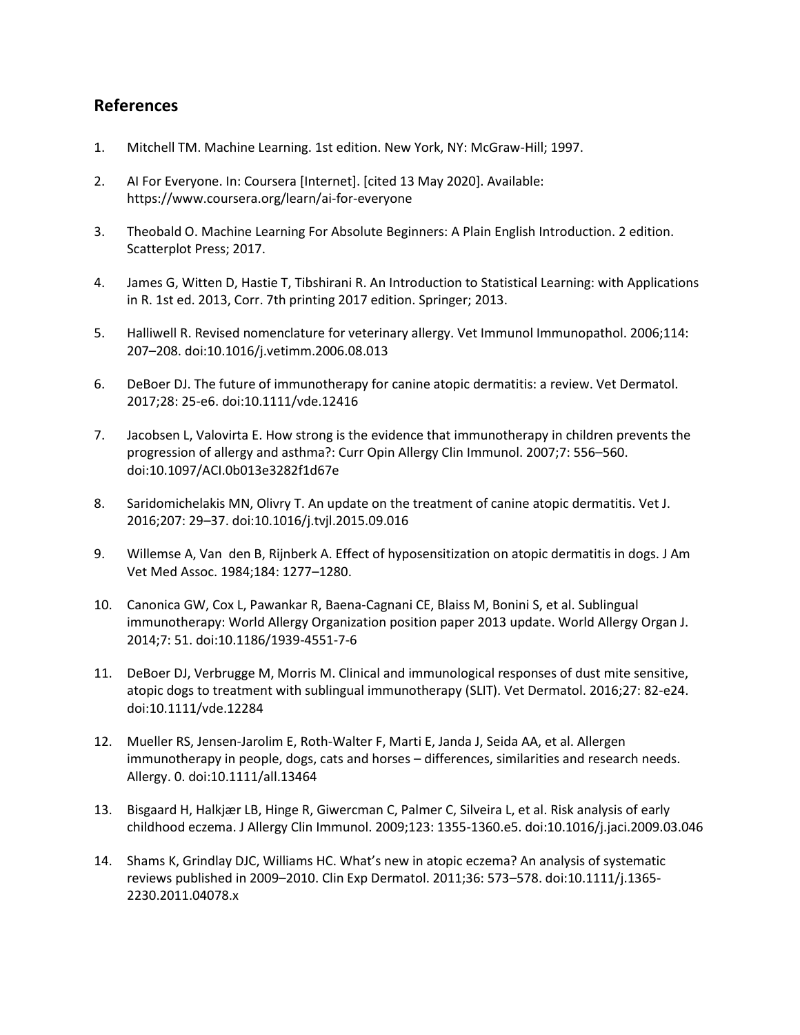## References

1. Mitchell TM. Machine Learning. 1st edition. New York, NY: McGraw-Hill; 1997.

2. AI For Everyone. In: Coursera [Internet]. [cited 13 May 2020]. Available: https://www.coursera.org/learn/ai-for-everyone

3. Theobald O. Machine Learning For Absolute Beginners: A Plain English Introduction. 2 edition. Scatterplot Press; 2017.

4. James G, Witten D, Hastie T, Tibshirani R. An Introduction to Statistical Learning: with Applications in R. 1st ed. 2013, Corr. 7th printing 2017 edition. Springer; 2013.

5. Halliwell R. Revised nomenclature for veterinary allergy. Vet Immunol Immunopathol. 2006;114: 207–208. doi:10.1016/j.vetimm.2006.08.013

6. DeBoer DJ. The future of immunotherapy for canine atopic dermatitis: a review. Vet Dermatol. 2017;28: 25-e6. doi:10.1111/vde.12416

7. Jacobsen L, Valovirta E. How strong is the evidence that immunotherapy in children prevents the progression of allergy and asthma?: Curr Opin Allergy Clin Immunol. 2007;7: 556–560. doi:10.1097/ACI.0b013e3282f1d67e

8. Saridomichelakis MN, Olivry T. An update on the treatment of canine atopic dermatitis. Vet J. 2016;207: 29–37. doi:10.1016/j.tvjl.2015.09.016

9. Willemse A, Van den B, Rijnberk A. Effect of hyposensitization on atopic dermatitis in dogs. J Am Vet Med Assoc. 1984;184: 1277–1280.

10. Canonica GW, Cox L, Pawankar R, Baena-Cagnani CE, Blaiss M, Bonini S, et al. Sublingual immunotherapy: World Allergy Organization position paper 2013 update. World Allergy Organ J. 2014;7: 51. doi:10.1186/1939-4551-7-6

11. DeBoer DJ, Verbrugge M, Morris M. Clinical and immunological responses of dust mite sensitive, atopic dogs to treatment with sublingual immunotherapy (SLIT). Vet Dermatol. 2016;27: 82-e24. doi:10.1111/vde.12284

12. Mueller RS, Jensen-Jarolim E, Roth-Walter F, Marti E, Janda J, Seida AA, et al. Allergen immunotherapy in people, dogs, cats and horses – differences, similarities and research needs. Allergy. 0. doi:10.1111/all.13464

13. Bisgaard H, Halkjær LB, Hinge R, Giwercman C, Palmer C, Silveira L, et al. Risk analysis of early childhood eczema. J Allergy Clin Immunol. 2009;123: 1355-1360.e5. doi:10.1016/j.jaci.2009.03.046

14. Shams K, Grindlay DJC, Williams HC. What's new in atopic eczema? An analysis of systematic reviews published in 2009–2010. Clin Exp Dermatol. 2011;36: 573–578. doi:10.1111/j.1365-2230.2011.04078.x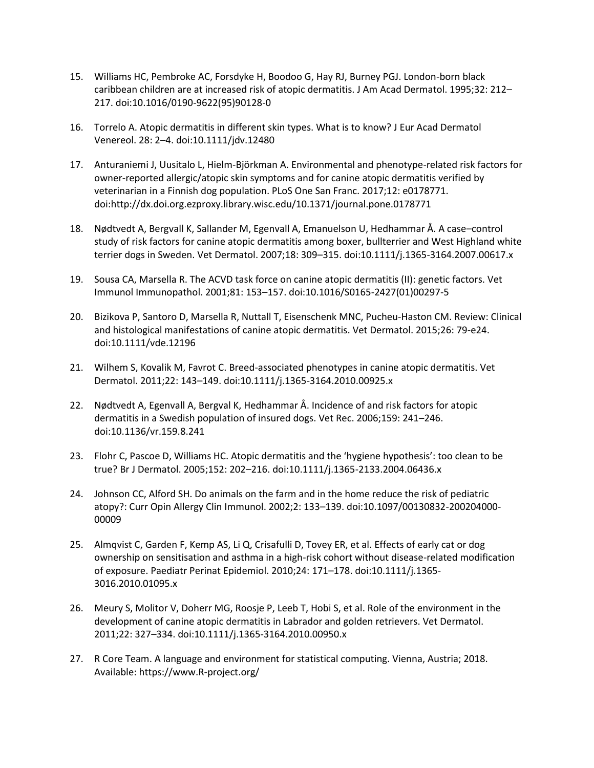15. Williams HC, Pembroke AC, Forsdyke H, Boodoo G, Hay RJ, Burney PGJ. London-born black caribbean children are at increased risk of atopic dermatitis. J Am Acad Dermatol. 1995;32: 212–217. doi:10.1016/0190-9622(95)90128-0

16. Torrelo A. Atopic dermatitis in different skin types. What is to know? J Eur Acad Dermatol Venereol. 28: 2–4. doi:10.1111/jdv.12480

17. Anturaniemi J, Uusitalo L, Hielm-Björkman A. Environmental and phenotype-related risk factors for owner-reported allergic/atopic skin symptoms and for canine atopic dermatitis verified by veterinarian in a Finnish dog population. PLoS One San Franc. 2017;12: e0178771. doi:http://dx.doi.org.ezproxy.library.wisc.edu/10.1371/journal.pone.0178771

18. Nødtvedt A, Bergvall K, Sallander M, Egenvall A, Emanuelson U, Hedhammar Å. A case–control study of risk factors for canine atopic dermatitis among boxer, bullterrier and West Highland white terrier dogs in Sweden. Vet Dermatol. 2007;18: 309–315. doi:10.1111/j.1365-3164.2007.00617.x

19. Sousa CA, Marsella R. The ACVD task force on canine atopic dermatitis (II): genetic factors. Vet Immunol Immunopathol. 2001;81: 153–157. doi:10.1016/S0165-2427(01)00297-5

20. Bizikova P, Santoro D, Marsella R, Nuttall T, Eisenschenk MNC, Pucheu-Haston CM. Review: Clinical and histological manifestations of canine atopic dermatitis. Vet Dermatol. 2015;26: 79-e24. doi:10.1111/vde.12196

21. Wilhem S, Kovalik M, Favrot C. Breed-associated phenotypes in canine atopic dermatitis. Vet Dermatol. 2011;22: 143–149. doi:10.1111/j.1365-3164.2010.00925.x

22. Nødtvedt A, Egenvall A, Bergval K, Hedhammar Å. Incidence of and risk factors for atopic dermatitis in a Swedish population of insured dogs. Vet Rec. 2006;159: 241–246. doi:10.1136/vr.159.8.241

23. Flohr C, Pascoe D, Williams HC. Atopic dermatitis and the 'hygiene hypothesis': too clean to be true? Br J Dermatol. 2005;152: 202–216. doi:10.1111/j.1365-2133.2004.06436.x

24. Johnson CC, Alford SH. Do animals on the farm and in the home reduce the risk of pediatric atopy?: Curr Opin Allergy Clin Immunol. 2002;2: 133–139. doi:10.1097/00130832-200204000-00009

25. Almqvist C, Garden F, Kemp AS, Li Q, Crisafulli D, Tovey ER, et al. Effects of early cat or dog ownership on sensitisation and asthma in a high-risk cohort without disease-related modification of exposure. Paediatr Perinat Epidemiol. 2010;24: 171–178. doi:10.1111/j.1365-3016.2010.01095.x

26. Meury S, Molitor V, Doherr MG, Roosje P, Leeb T, Hobi S, et al. Role of the environment in the development of canine atopic dermatitis in Labrador and golden retrievers. Vet Dermatol. 2011;22: 327–334. doi:10.1111/j.1365-3164.2010.00950.x

27. R Core Team. A language and environment for statistical computing. Vienna, Austria; 2018. Available: https://www.R-project.org/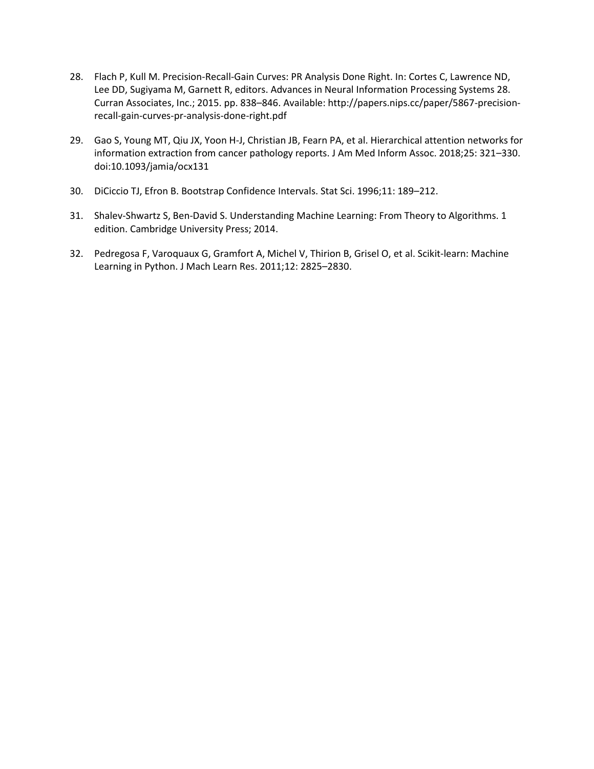28. Flach P, Kull M. Precision-Recall-Gain Curves: PR Analysis Done Right. In: Cortes C, Lawrence ND, Lee DD, Sugiyama M, Garnett R, editors. Advances in Neural Information Processing Systems 28. Curran Associates, Inc.; 2015. pp. 838–846. Available: http://papers.nips.cc/paper/5867-precision-recall-gain-curves-pr-analysis-done-right.pdf

29. Gao S, Young MT, Qiu JX, Yoon H-J, Christian JB, Fearn PA, et al. Hierarchical attention networks for information extraction from cancer pathology reports. J Am Med Inform Assoc. 2018;25: 321–330. doi:10.1093/jamia/ocx131

30. DiCiccio TJ, Efron B. Bootstrap Confidence Intervals. Stat Sci. 1996;11: 189–212.

31. Shalev-Shwartz S, Ben-David S. Understanding Machine Learning: From Theory to Algorithms. 1 edition. Cambridge University Press; 2014.

32. Pedregosa F, Varoquaux G, Gramfort A, Michel V, Thirion B, Grisel O, et al. Scikit-learn: Machine Learning in Python. J Mach Learn Res. 2011;12: 2825–2830.